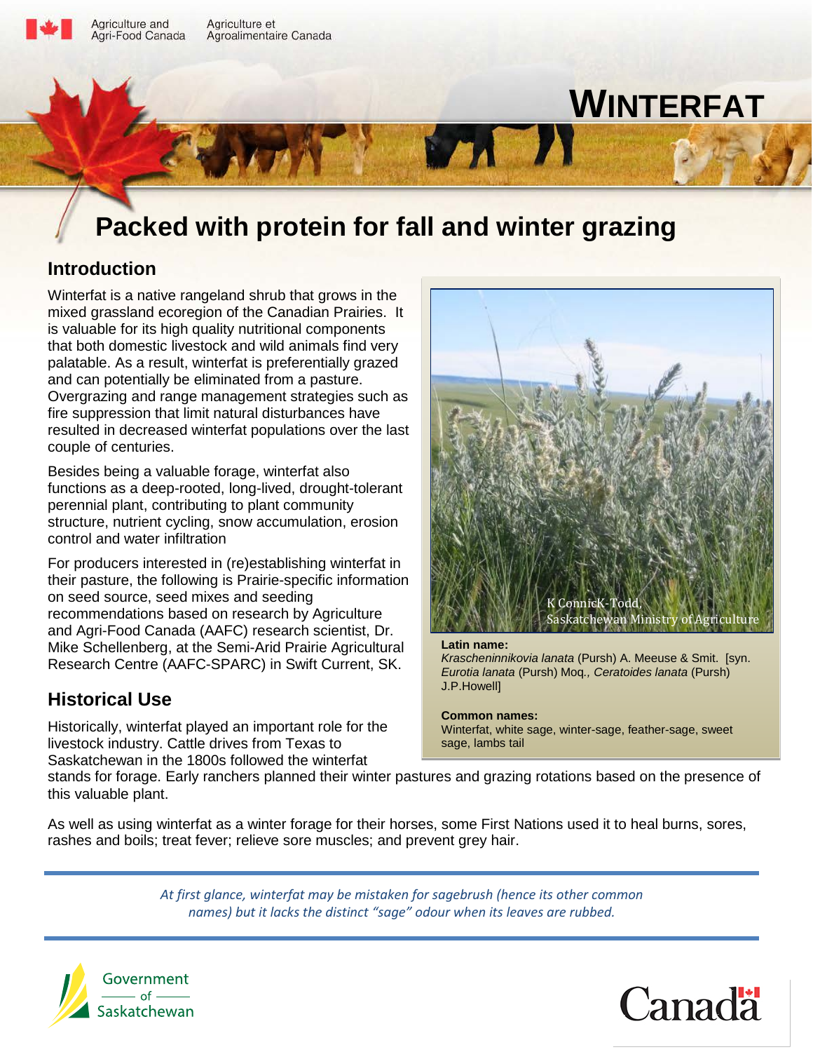Agriculture and Agri-Food Canada | Agriculture et Agroalimentaire Canada

# WINTERFAT

## Packed with protein for fall and winter grazing

### Introduction

Winterfat is a native rangeland shrub that grows in the mixed grassland ecoregion of the Canadian Prairies. It is valuable for its high quality nutritional components that both domestic livestock and wild animals find very palatable. As a result, winterfat is preferentially grazed and can potentially be eliminated from a pasture. Overgrazing and range management strategies such as fire suppression that limit natural disturbances have resulted in decreased winterfat populations over the last couple of centuries.

Besides being a valuable forage, winterfat also functions as a deep-rooted, long-lived, drought-tolerant perennial plant, contributing to plant community structure, nutrient cycling, snow accumulation, erosion control and water infiltration

For producers interested in (re)establishing winterfat in their pasture, the following is Prairie-specific information on seed source, seed mixes and seeding recommendations based on research by Agriculture and Agri-Food Canada (AAFC) research scientist, Dr. Mike Schellenberg, at the Semi-Arid Prairie Agricultural Research Centre (AAFC-SPARC) in Swift Current, SK.

K ConnicK-Todd, Saskatchewan Ministry of Agriculture

**Latin name:**
*Krascheninnikovia lanata* (Pursh) A. Meeuse & Smit. [syn. *Eurotia lanata* (Pursh) Moq., *Ceratoides lanata* (Pursh) J.P.Howell]

**Common names:**
Winterfat, white sage, winter-sage, feather-sage, sweet sage, lambs tail

### Historical Use

Historically, winterfat played an important role for the livestock industry. Cattle drives from Texas to Saskatchewan in the 1800s followed the winterfat stands for forage. Early ranchers planned their winter pastures and grazing rotations based on the presence of this valuable plant.

As well as using winterfat as a winter forage for their horses, some First Nations used it to heal burns, sores, rashes and boils; treat fever; relieve sore muscles; and prevent grey hair.

*At first glance, winterfat may be mistaken for sagebrush (hence its other common names) but it lacks the distinct "sage" odour when its leaves are rubbed.*

Government of Saskatchewan

Canada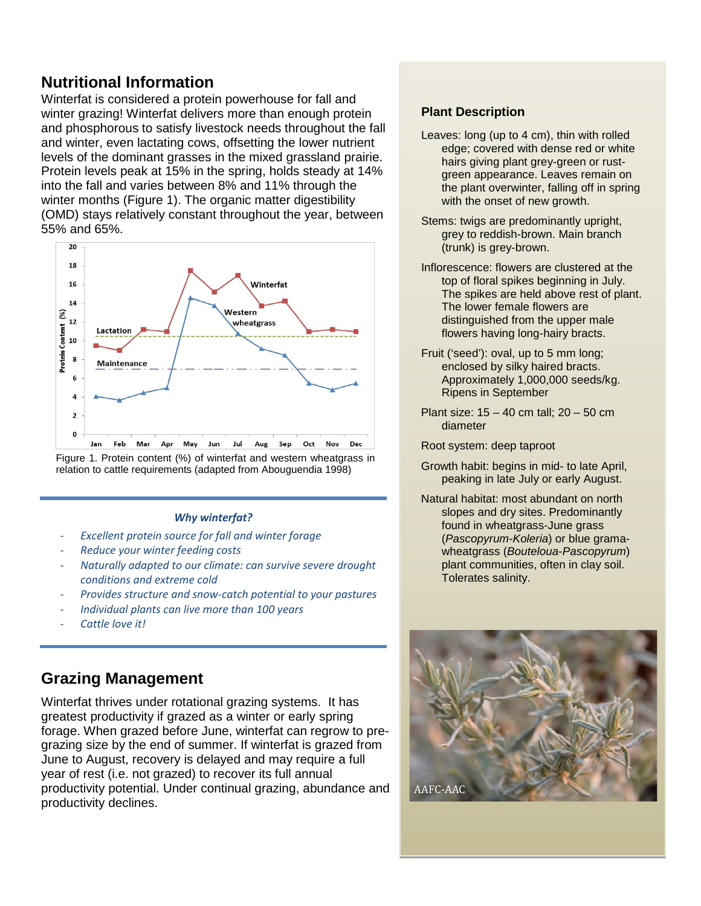## Nutritional Information

Winterfat is considered a protein powerhouse for fall and winter grazing! Winterfat delivers more than enough protein and phosphorous to satisfy livestock needs throughout the fall and winter, even lactating cows, offsetting the lower nutrient levels of the dominant grasses in the mixed grassland prairie. Protein levels peak at 15% in the spring, holds steady at 14% into the fall and varies between 8% and 11% through the winter months (Figure 1). The organic matter digestibility (OMD) stays relatively constant throughout the year, between 55% and 65%.

Figure 1. Protein content (%) of winterfat and western wheatgrass in relation to cattle requirements (adapted from Abouguendia 1998)

### *Why winterfat?*

- *Excellent protein source for fall and winter forage*
- *Reduce your winter feeding costs*
- *Naturally adapted to our climate: can survive severe drought conditions and extreme cold*
- *Provides structure and snow-catch potential to your pastures*
- *Individual plants can live more than 100 years*
- *Cattle love it!*

## Grazing Management

Winterfat thrives under rotational grazing systems. It has greatest productivity if grazed as a winter or early spring forage. When grazed before June, winterfat can regrow to pre-grazing size by the end of summer. If winterfat is grazed from June to August, recovery is delayed and may require a full year of rest (i.e. not grazed) to recover its full annual productivity potential. Under continual grazing, abundance and productivity declines.

### Plant Description

Leaves: long (up to 4 cm), thin with rolled edge; covered with dense red or white hairs giving plant grey-green or rust-green appearance. Leaves remain on the plant overwinter, falling off in spring with the onset of new growth.

Stems: twigs are predominantly upright, grey to reddish-brown. Main branch (trunk) is grey-brown.

Inflorescence: flowers are clustered at the top of floral spikes beginning in July. The spikes are held above rest of plant. The lower female flowers are distinguished from the upper male flowers having long-hairy bracts.

Fruit ('seed'): oval, up to 5 mm long; enclosed by silky haired bracts. Approximately 1,000,000 seeds/kg. Ripens in September

Plant size: 15 – 40 cm tall; 20 – 50 cm diameter

Root system: deep taproot

Growth habit: begins in mid- to late April, peaking in late July or early August.

Natural habitat: most abundant on north slopes and dry sites. Predominantly found in wheatgrass-June grass (*Pascopyrum-Koleria*) or blue grama-wheatgrass (*Bouteloua-Pascopyrum*) plant communities, often in clay soil. Tolerates salinity.

AAFC-AAC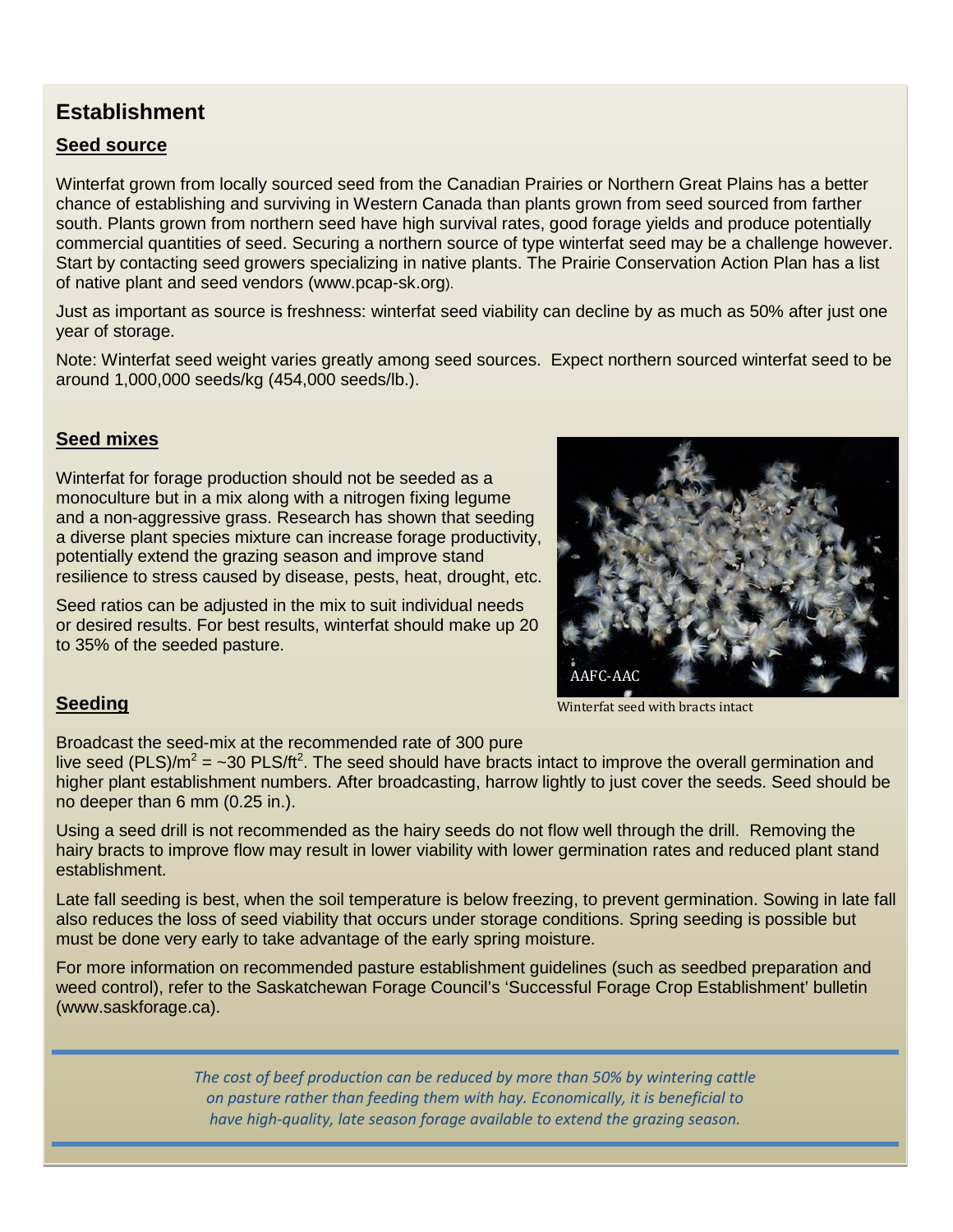## Establishment

### Seed source

Winterfat grown from locally sourced seed from the Canadian Prairies or Northern Great Plains has a better chance of establishing and surviving in Western Canada than plants grown from seed sourced from farther south. Plants grown from northern seed have high survival rates, good forage yields and produce potentially commercial quantities of seed. Securing a northern source of type winterfat seed may be a challenge however. Start by contacting seed growers specializing in native plants. The Prairie Conservation Action Plan has a list of native plant and seed vendors (www.pcap-sk.org).

Just as important as source is freshness: winterfat seed viability can decline by as much as 50% after just one year of storage.

Note: Winterfat seed weight varies greatly among seed sources. Expect northern sourced winterfat seed to be around 1,000,000 seeds/kg (454,000 seeds/lb.).

### Seed mixes

Winterfat for forage production should not be seeded as a monoculture but in a mix along with a nitrogen fixing legume and a non-aggressive grass. Research has shown that seeding a diverse plant species mixture can increase forage productivity, potentially extend the grazing season and improve stand resilience to stress caused by disease, pests, heat, drought, etc.

Seed ratios can be adjusted in the mix to suit individual needs or desired results. For best results, winterfat should make up 20 to 35% of the seeded pasture.

AAFC-AAC

Winterfat seed with bracts intact

### Seeding

Broadcast the seed-mix at the recommended rate of 300 pure live seed (PLS)/m$^2$ = ~30 PLS/ft$^2$. The seed should have bracts intact to improve the overall germination and higher plant establishment numbers. After broadcasting, harrow lightly to just cover the seeds. Seed should be no deeper than 6 mm (0.25 in.).

Using a seed drill is not recommended as the hairy seeds do not flow well through the drill. Removing the hairy bracts to improve flow may result in lower viability with lower germination rates and reduced plant stand establishment.

Late fall seeding is best, when the soil temperature is below freezing, to prevent germination. Sowing in late fall also reduces the loss of seed viability that occurs under storage conditions. Spring seeding is possible but must be done very early to take advantage of the early spring moisture.

For more information on recommended pasture establishment guidelines (such as seedbed preparation and weed control), refer to the Saskatchewan Forage Council's 'Successful Forage Crop Establishment' bulletin (www.saskforage.ca).

*The cost of beef production can be reduced by more than 50% by wintering cattle on pasture rather than feeding them with hay. Economically, it is beneficial to have high-quality, late season forage available to extend the grazing season.*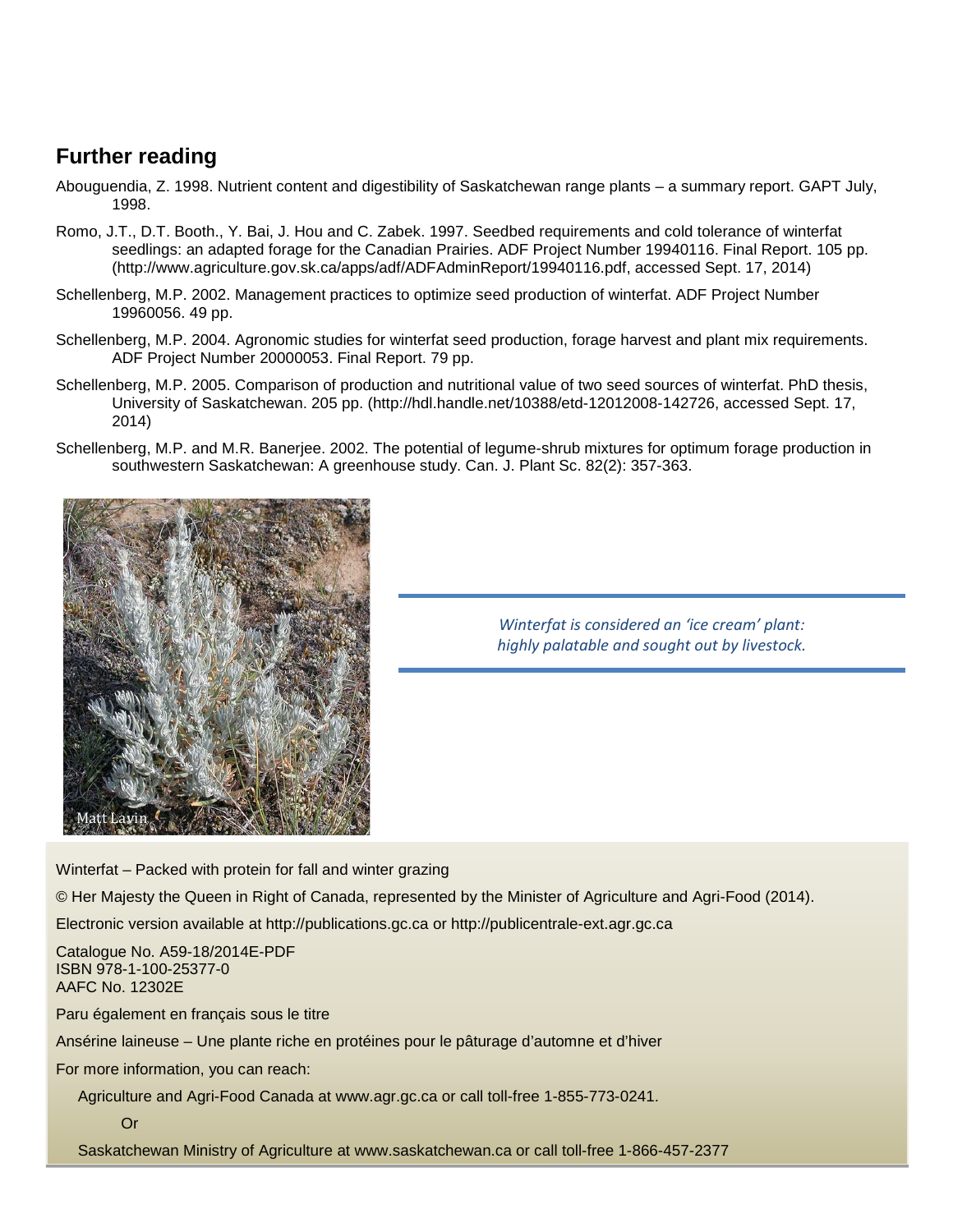## Further reading

Abouguendia, Z. 1998. Nutrient content and digestibility of Saskatchewan range plants – a summary report. GAPT July, 1998.

Romo, J.T., D.T. Booth., Y. Bai, J. Hou and C. Zabek. 1997. Seedbed requirements and cold tolerance of winterfat seedlings: an adapted forage for the Canadian Prairies. ADF Project Number 19940116. Final Report. 105 pp. (http://www.agriculture.gov.sk.ca/apps/adf/ADFAdminReport/19940116.pdf, accessed Sept. 17, 2014)

Schellenberg, M.P. 2002. Management practices to optimize seed production of winterfat. ADF Project Number 19960056. 49 pp.

Schellenberg, M.P. 2004. Agronomic studies for winterfat seed production, forage harvest and plant mix requirements. ADF Project Number 20000053. Final Report. 79 pp.

Schellenberg, M.P. 2005. Comparison of production and nutritional value of two seed sources of winterfat. PhD thesis, University of Saskatchewan. 205 pp. (http://hdl.handle.net/10388/etd-12012008-142726, accessed Sept. 17, 2014)

Schellenberg, M.P. and M.R. Banerjee. 2002. The potential of legume-shrub mixtures for optimum forage production in southwestern Saskatchewan: A greenhouse study. Can. J. Plant Sc. 82(2): 357-363.

Matt Lavin

*Winterfat is considered an 'ice cream' plant: highly palatable and sought out by livestock.*

Winterfat – Packed with protein for fall and winter grazing

© Her Majesty the Queen in Right of Canada, represented by the Minister of Agriculture and Agri-Food (2014).

Electronic version available at http://publications.gc.ca or http://publicentrale-ext.agr.gc.ca

Catalogue No. A59-18/2014E-PDF
ISBN 978-1-100-25377-0
AAFC No. 12302E

Paru également en français sous le titre

Ansérine laineuse – Une plante riche en protéines pour le pâturage d'automne et d'hiver

For more information, you can reach:

Agriculture and Agri-Food Canada at www.agr.gc.ca or call toll-free 1-855-773-0241.

Or

Saskatchewan Ministry of Agriculture at www.saskatchewan.ca or call toll-free 1-866-457-2377